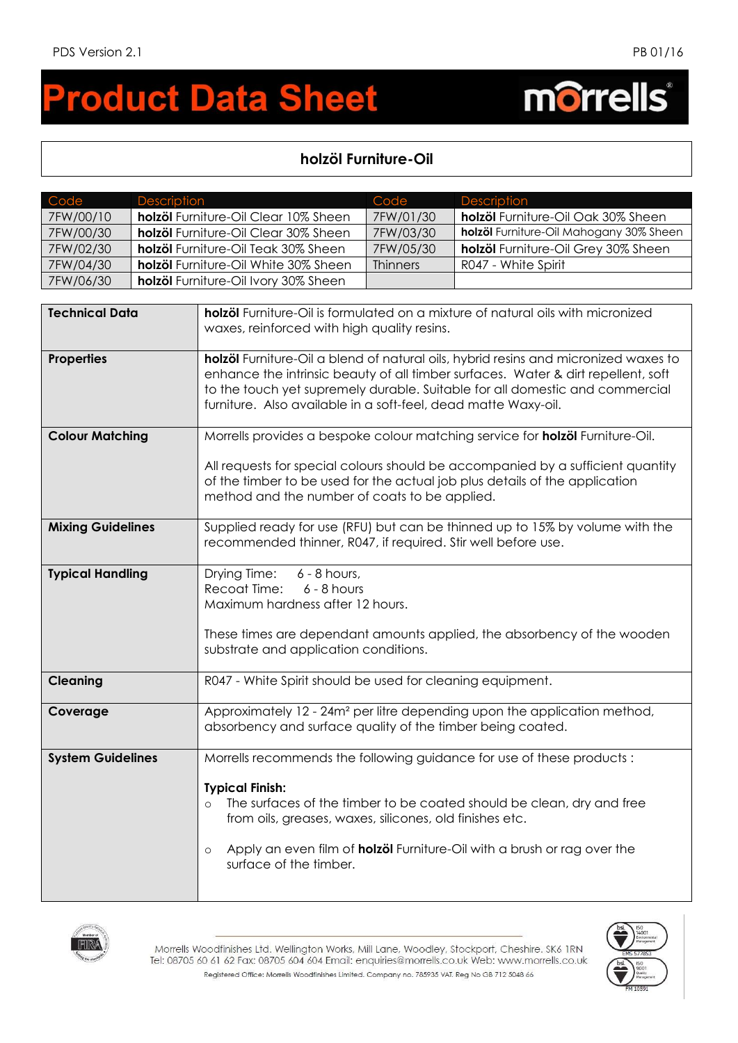# Product Data Sheet

## holzöl Furniture-Oil

| Code | Description | Code | Description |
|---|---|---|---|
| 7FW/00/10 | **holzöl** Furniture-Oil Clear 10% Sheen | 7FW/01/30 | **holzöl** Furniture-Oil Oak 30% Sheen |
| 7FW/00/30 | **holzöl** Furniture-Oil Clear 30% Sheen | 7FW/03/30 | **holzöl** Furniture-Oil Mahogany 30% Sheen |
| 7FW/02/30 | **holzöl** Furniture-Oil Teak 30% Sheen | 7FW/05/30 | **holzöl** Furniture-Oil Grey 30% Sheen |
| 7FW/04/30 | **holzöl** Furniture-Oil White 30% Sheen | Thinners | R047 - White Spirit |
| 7FW/06/30 | **holzöl** Furniture-Oil Ivory 30% Sheen | | |

| | |
|---|---|
| **Technical Data** | **holzöl** Furniture-Oil is formulated on a mixture of natural oils with micronized waxes, reinforced with high quality resins. |
| **Properties** | **holzöl** Furniture-Oil a blend of natural oils, hybrid resins and micronized waxes to enhance the intrinsic beauty of all timber surfaces. Water & dirt repellent, soft to the touch yet supremely durable. Suitable for all domestic and commercial furniture. Also available in a soft-feel, dead matte Waxy-oil. |
| **Colour Matching** | Morrells provides a bespoke colour matching service for **holzöl** Furniture-Oil.<br><br>All requests for special colours should be accompanied by a sufficient quantity of the timber to be used for the actual job plus details of the application method and the number of coats to be applied. |
| **Mixing Guidelines** | Supplied ready for use (RFU) but can be thinned up to 15% by volume with the recommended thinner, R047, if required. Stir well before use. |
| **Typical Handling** | Drying Time: 6 - 8 hours,<br>Recoat Time: 6 - 8 hours<br>Maximum hardness after 12 hours.<br><br>These times are dependant amounts applied, the absorbency of the wooden substrate and application conditions. |
| **Cleaning** | R047 - White Spirit should be used for cleaning equipment. |
| **Coverage** | Approximately 12 - 24m² per litre depending upon the application method, absorbency and surface quality of the timber being coated. |
| **System Guidelines** | Morrells recommends the following guidance for use of these products :<br><br>**Typical Finish:**<br>○ The surfaces of the timber to be coated should be clean, dry and free from oils, greases, waxes, silicones, old finishes etc.<br><br>○ Apply an even film of **holzöl** Furniture-Oil with a brush or rag over the surface of the timber. |

Morrells Woodfinishes Ltd. Wellington Works, Mill Lane, Woodley, Stockport, Cheshire. SK6 1RN
Tel: 08705 60 61 62 Fax: 08705 604 604 Email: enquiries@morrells.co.uk Web: www.morrells.co.uk
Registered Office: Morrells Woodfinishes Limited. Company no. 785935 VAT. Reg No GB 712 5048 66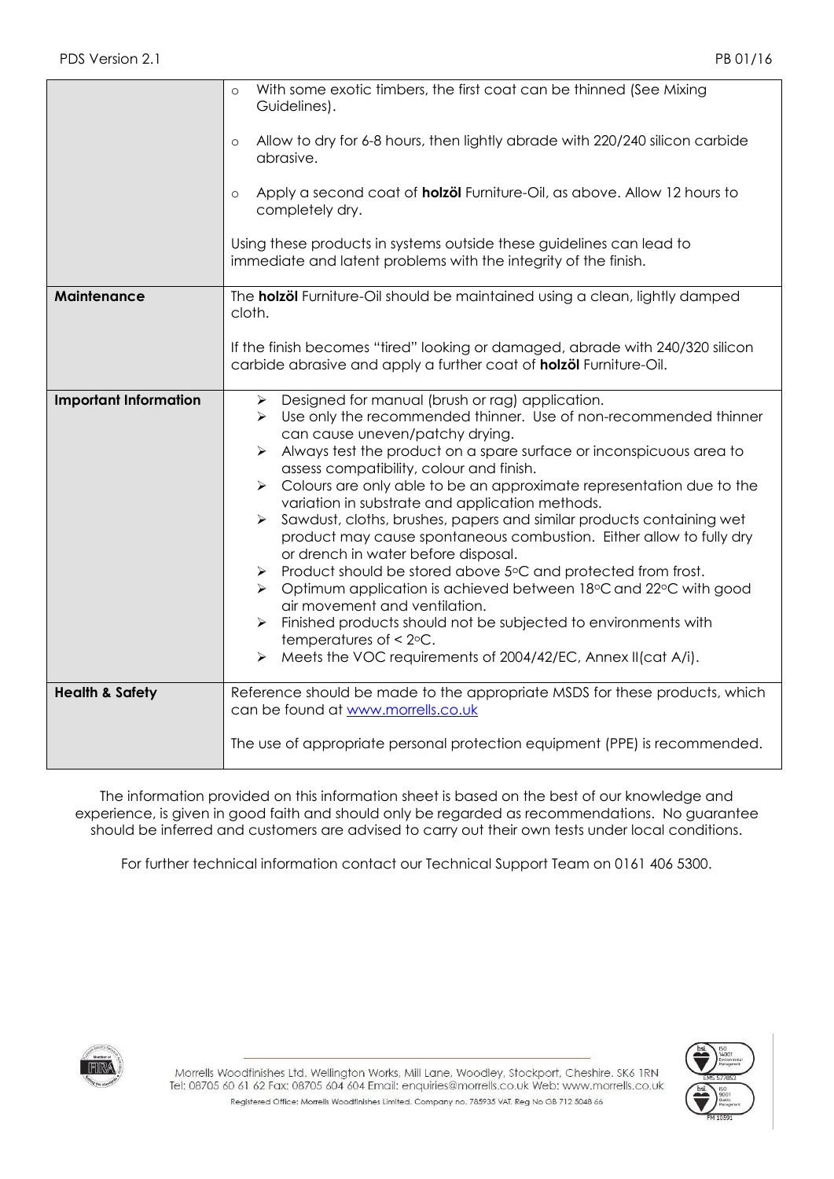| | |
|---|---|
| | ○ With some exotic timbers, the first coat can be thinned (See Mixing Guidelines).<br><br>○ Allow to dry for 6-8 hours, then lightly abrade with 220/240 silicon carbide abrasive.<br><br>○ Apply a second coat of **holzöl** Furniture-Oil, as above. Allow 12 hours to completely dry.<br><br>Using these products in systems outside these guidelines can lead to immediate and latent problems with the integrity of the finish. |
| **Maintenance** | The **holzöl** Furniture-Oil should be maintained using a clean, lightly damped cloth.<br><br>If the finish becomes "tired" looking or damaged, abrade with 240/320 silicon carbide abrasive and apply a further coat of **holzöl** Furniture-Oil. |
| **Important Information** | ➢ Designed for manual (brush or rag) application.<br>➢ Use only the recommended thinner. Use of non-recommended thinner can cause uneven/patchy drying.<br>➢ Always test the product on a spare surface or inconspicuous area to assess compatibility, colour and finish.<br>➢ Colours are only able to be an approximate representation due to the variation in substrate and application methods.<br>➢ Sawdust, cloths, brushes, papers and similar products containing wet product may cause spontaneous combustion. Either allow to fully dry or drench in water before disposal.<br>➢ Product should be stored above 5°C and protected from frost.<br>➢ Optimum application is achieved between 18°C and 22°C with good air movement and ventilation.<br>➢ Finished products should not be subjected to environments with temperatures of < 2°C.<br>➢ Meets the VOC requirements of 2004/42/EC, Annex II(cat A/i). |
| **Health & Safety** | Reference should be made to the appropriate MSDS for these products, which can be found at www.morrells.co.uk<br><br>The use of appropriate personal protection equipment (PPE) is recommended. |

The information provided on this information sheet is based on the best of our knowledge and experience, is given in good faith and should only be regarded as recommendations. No guarantee should be inferred and customers are advised to carry out their own tests under local conditions.

For further technical information contact our Technical Support Team on 0161 406 5300.

Morrells Woodfinishes Ltd. Wellington Works, Mill Lane, Woodley, Stockport, Cheshire. SK6 1RN
Tel: 08705 60 61 62 Fax: 08705 604 604 Email: enquiries@morrells.co.uk Web: www.morrells.co.uk
Registered Office: Morrells Woodfinishes Limited. Company no. 785935 VAT. Reg No GB 712 5048 66